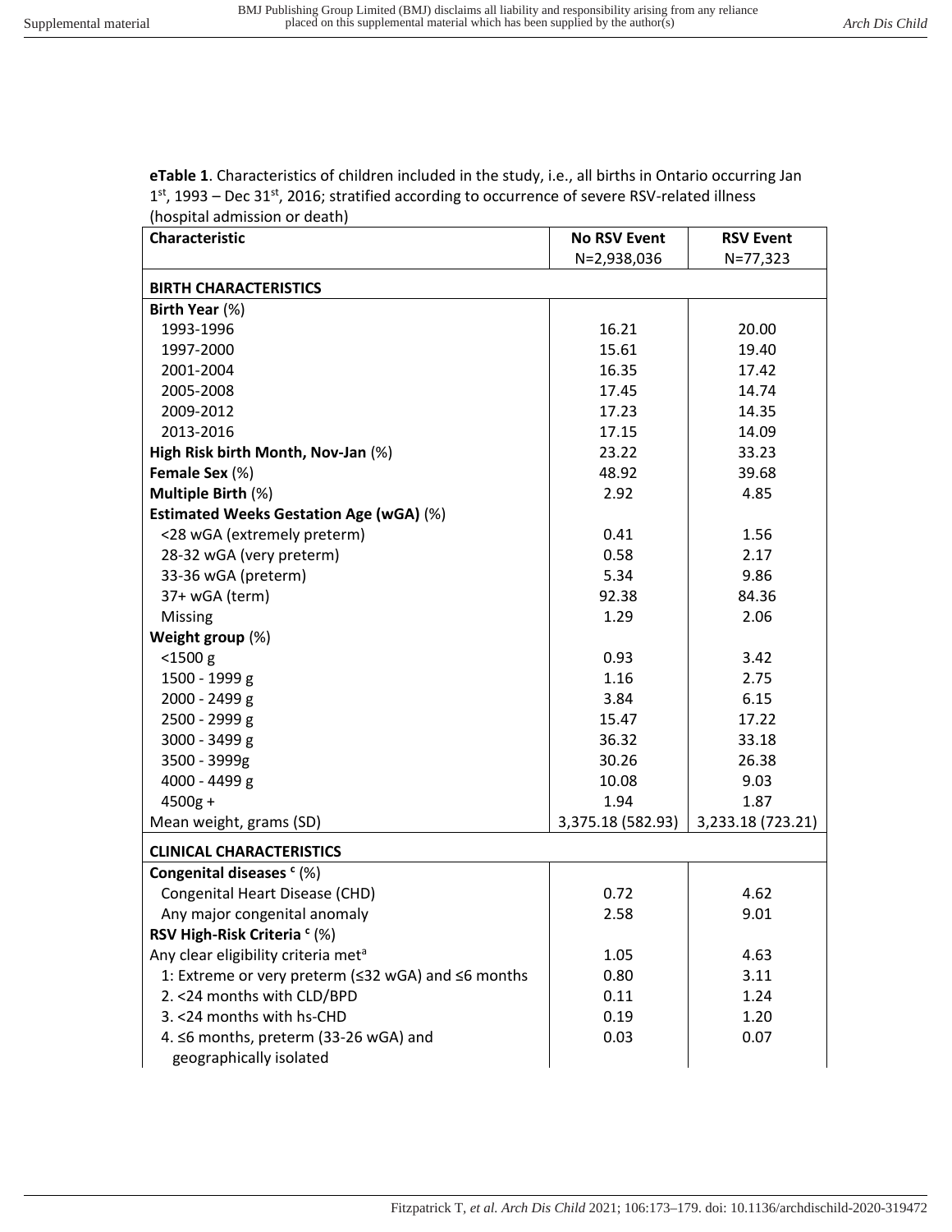**eTable 1**. Characteristics of children included in the study, i.e., all births in Ontario occurring Jan 1st, 1993 – Dec 31st, 2016; stratified according to occurrence of severe RSV-related illness (hospital admission or death)

| Characteristic | No RSV Event N=2,938,036 | RSV Event N=77,323 |
|---|---|---|
| **BIRTH CHARACTERISTICS** | | |
| **Birth Year** (%) | | |
| 1993-1996 | 16.21 | 20.00 |
| 1997-2000 | 15.61 | 19.40 |
| 2001-2004 | 16.35 | 17.42 |
| 2005-2008 | 17.45 | 14.74 |
| 2009-2012 | 17.23 | 14.35 |
| 2013-2016 | 17.15 | 14.09 |
| **High Risk birth Month, Nov-Jan** (%) | 23.22 | 33.23 |
| **Female Sex** (%) | 48.92 | 39.68 |
| **Multiple Birth** (%) | 2.92 | 4.85 |
| **Estimated Weeks Gestation Age (wGA)** (%) | | |
| <28 wGA (extremely preterm) | 0.41 | 1.56 |
| 28-32 wGA (very preterm) | 0.58 | 2.17 |
| 33-36 wGA (preterm) | 5.34 | 9.86 |
| 37+ wGA (term) | 92.38 | 84.36 |
| Missing | 1.29 | 2.06 |
| **Weight group** (%) | | |
| <1500 g | 0.93 | 3.42 |
| 1500 - 1999 g | 1.16 | 2.75 |
| 2000 - 2499 g | 3.84 | 6.15 |
| 2500 - 2999 g | 15.47 | 17.22 |
| 3000 - 3499 g | 36.32 | 33.18 |
| 3500 - 3999g | 30.26 | 26.38 |
| 4000 - 4499 g | 10.08 | 9.03 |
| 4500g + | 1.94 | 1.87 |
| Mean weight, grams (SD) | 3,375.18 (582.93) | 3,233.18 (723.21) |
| **CLINICAL CHARACTERISTICS** | | |
| **Congenital diseases** [c] (%) | | |
| Congenital Heart Disease (CHD) | 0.72 | 4.62 |
| Any major congenital anomaly | 2.58 | 9.01 |
| **RSV High-Risk Criteria** [c] (%) | | |
| Any clear eligibility criteria met[a] | 1.05 | 4.63 |
| 1: Extreme or very preterm (≤32 wGA) and ≤6 months | 0.80 | 3.11 |
| 2. <24 months with CLD/BPD | 0.11 | 1.24 |
| 3. <24 months with hs-CHD | 0.19 | 1.20 |
| 4. ≤6 months, preterm (33-26 wGA) and geographically isolated | 0.03 | 0.07 |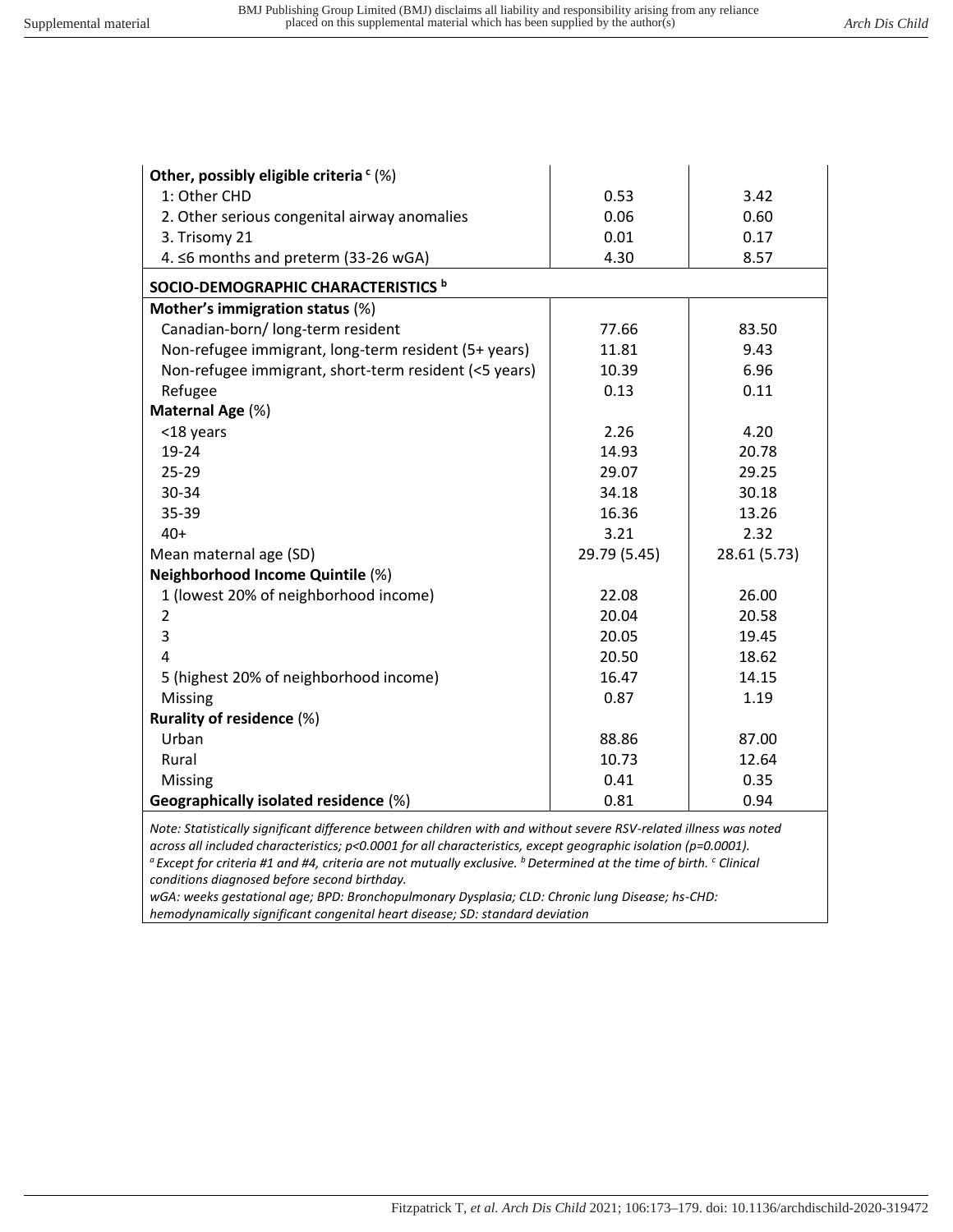| | | |
|---|---|---|
| **Other, possibly eligible criteria** [c] (%) | | |
| 1: Other CHD | 0.53 | 3.42 |
| 2. Other serious congenital airway anomalies | 0.06 | 0.60 |
| 3. Trisomy 21 | 0.01 | 0.17 |
| 4. ≤6 months and preterm (33-26 wGA) | 4.30 | 8.57 |
| **SOCIO-DEMOGRAPHIC CHARACTERISTICS** [b] | | |
| **Mother's immigration status** (%) | | |
| Canadian-born/ long-term resident | 77.66 | 83.50 |
| Non-refugee immigrant, long-term resident (5+ years) | 11.81 | 9.43 |
| Non-refugee immigrant, short-term resident (<5 years) | 10.39 | 6.96 |
| Refugee | 0.13 | 0.11 |
| **Maternal Age** (%) | | |
| <18 years | 2.26 | 4.20 |
| 19-24 | 14.93 | 20.78 |
| 25-29 | 29.07 | 29.25 |
| 30-34 | 34.18 | 30.18 |
| 35-39 | 16.36 | 13.26 |
| 40+ | 3.21 | 2.32 |
| Mean maternal age (SD) | 29.79 (5.45) | 28.61 (5.73) |
| **Neighborhood Income Quintile** (%) | | |
| 1 (lowest 20% of neighborhood income) | 22.08 | 26.00 |
| 2 | 20.04 | 20.58 |
| 3 | 20.05 | 19.45 |
| 4 | 20.50 | 18.62 |
| 5 (highest 20% of neighborhood income) | 16.47 | 14.15 |
| Missing | 0.87 | 1.19 |
| **Rurality of residence** (%) | | |
| Urban | 88.86 | 87.00 |
| Rural | 10.73 | 12.64 |
| Missing | 0.41 | 0.35 |
| **Geographically isolated residence** (%) | 0.81 | 0.94 |

*Note: Statistically significant difference between children with and without severe RSV-related illness was noted across all included characteristics; p<0.0001 for all characteristics, except geographic isolation (p=0.0001).*
*[a] Except for criteria #1 and #4, criteria are not mutually exclusive. [b] Determined at the time of birth. [c] Clinical conditions diagnosed before second birthday.*
*wGA: weeks gestational age; BPD: Bronchopulmonary Dysplasia; CLD: Chronic lung Disease; hs-CHD: hemodynamically significant congenital heart disease; SD: standard deviation*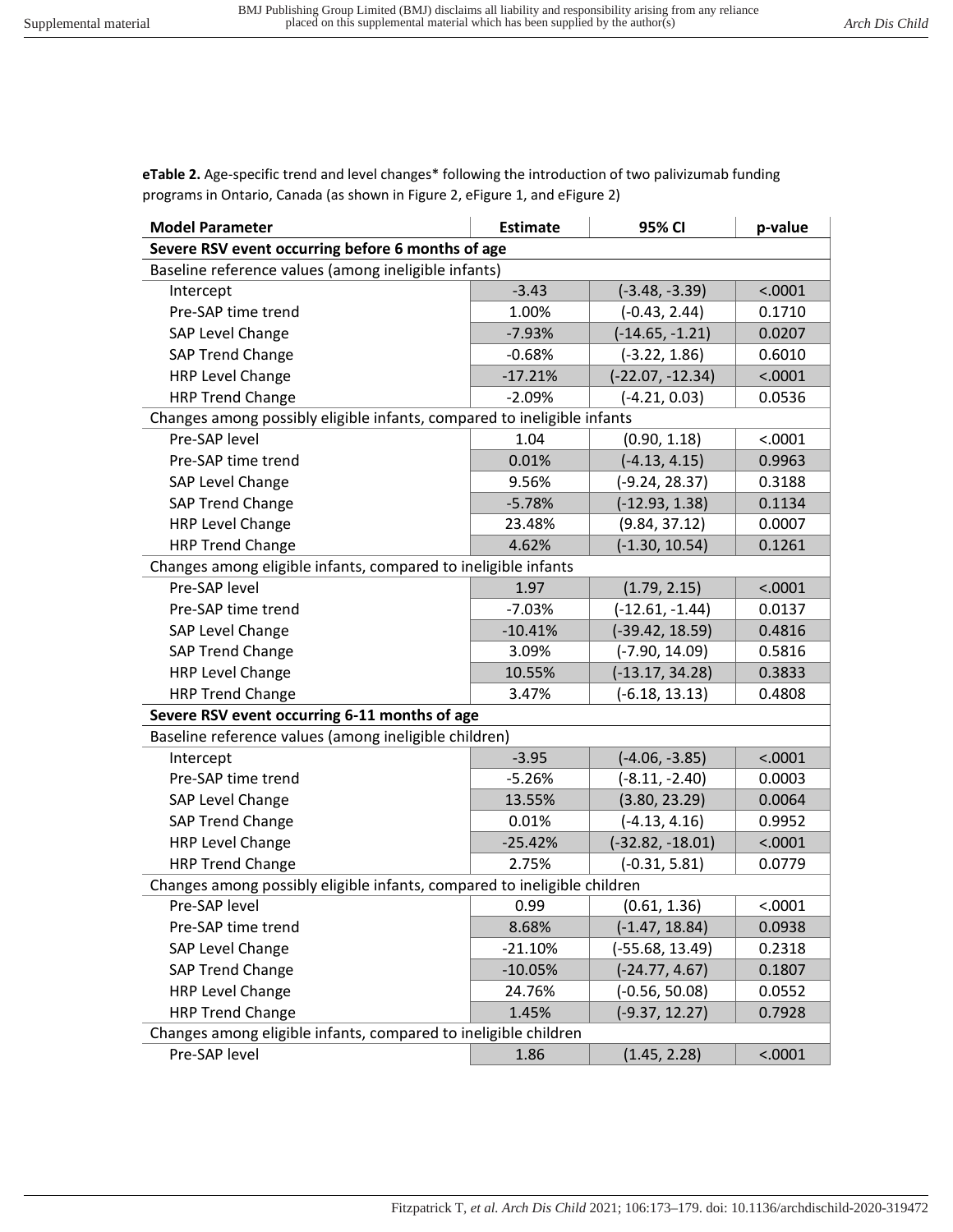**eTable 2.** Age-specific trend and level changes* following the introduction of two palivizumab funding programs in Ontario, Canada (as shown in Figure 2, eFigure 1, and eFigure 2)

| Model Parameter | Estimate | 95% CI | p-value |
|---|---|---|---|
| **Severe RSV event occurring before 6 months of age** | | | |
| Baseline reference values (among ineligible infants) | | | |
| Intercept | -3.43 | (-3.48, -3.39) | <.0001 |
| Pre-SAP time trend | 1.00% | (-0.43, 2.44) | 0.1710 |
| SAP Level Change | -7.93% | (-14.65, -1.21) | 0.0207 |
| SAP Trend Change | -0.68% | (-3.22, 1.86) | 0.6010 |
| HRP Level Change | -17.21% | (-22.07, -12.34) | <.0001 |
| HRP Trend Change | -2.09% | (-4.21, 0.03) | 0.0536 |
| Changes among possibly eligible infants, compared to ineligible infants | | | |
| Pre-SAP level | 1.04 | (0.90, 1.18) | <.0001 |
| Pre-SAP time trend | 0.01% | (-4.13, 4.15) | 0.9963 |
| SAP Level Change | 9.56% | (-9.24, 28.37) | 0.3188 |
| SAP Trend Change | -5.78% | (-12.93, 1.38) | 0.1134 |
| HRP Level Change | 23.48% | (9.84, 37.12) | 0.0007 |
| HRP Trend Change | 4.62% | (-1.30, 10.54) | 0.1261 |
| Changes among eligible infants, compared to ineligible infants | | | |
| Pre-SAP level | 1.97 | (1.79, 2.15) | <.0001 |
| Pre-SAP time trend | -7.03% | (-12.61, -1.44) | 0.0137 |
| SAP Level Change | -10.41% | (-39.42, 18.59) | 0.4816 |
| SAP Trend Change | 3.09% | (-7.90, 14.09) | 0.5816 |
| HRP Level Change | 10.55% | (-13.17, 34.28) | 0.3833 |
| HRP Trend Change | 3.47% | (-6.18, 13.13) | 0.4808 |
| **Severe RSV event occurring 6-11 months of age** | | | |
| Baseline reference values (among ineligible children) | | | |
| Intercept | -3.95 | (-4.06, -3.85) | <.0001 |
| Pre-SAP time trend | -5.26% | (-8.11, -2.40) | 0.0003 |
| SAP Level Change | 13.55% | (3.80, 23.29) | 0.0064 |
| SAP Trend Change | 0.01% | (-4.13, 4.16) | 0.9952 |
| HRP Level Change | -25.42% | (-32.82, -18.01) | <.0001 |
| HRP Trend Change | 2.75% | (-0.31, 5.81) | 0.0779 |
| Changes among possibly eligible infants, compared to ineligible children | | | |
| Pre-SAP level | 0.99 | (0.61, 1.36) | <.0001 |
| Pre-SAP time trend | 8.68% | (-1.47, 18.84) | 0.0938 |
| SAP Level Change | -21.10% | (-55.68, 13.49) | 0.2318 |
| SAP Trend Change | -10.05% | (-24.77, 4.67) | 0.1807 |
| HRP Level Change | 24.76% | (-0.56, 50.08) | 0.0552 |
| HRP Trend Change | 1.45% | (-9.37, 12.27) | 0.7928 |
| Changes among eligible infants, compared to ineligible children | | | |
| Pre-SAP level | 1.86 | (1.45, 2.28) | <.0001 |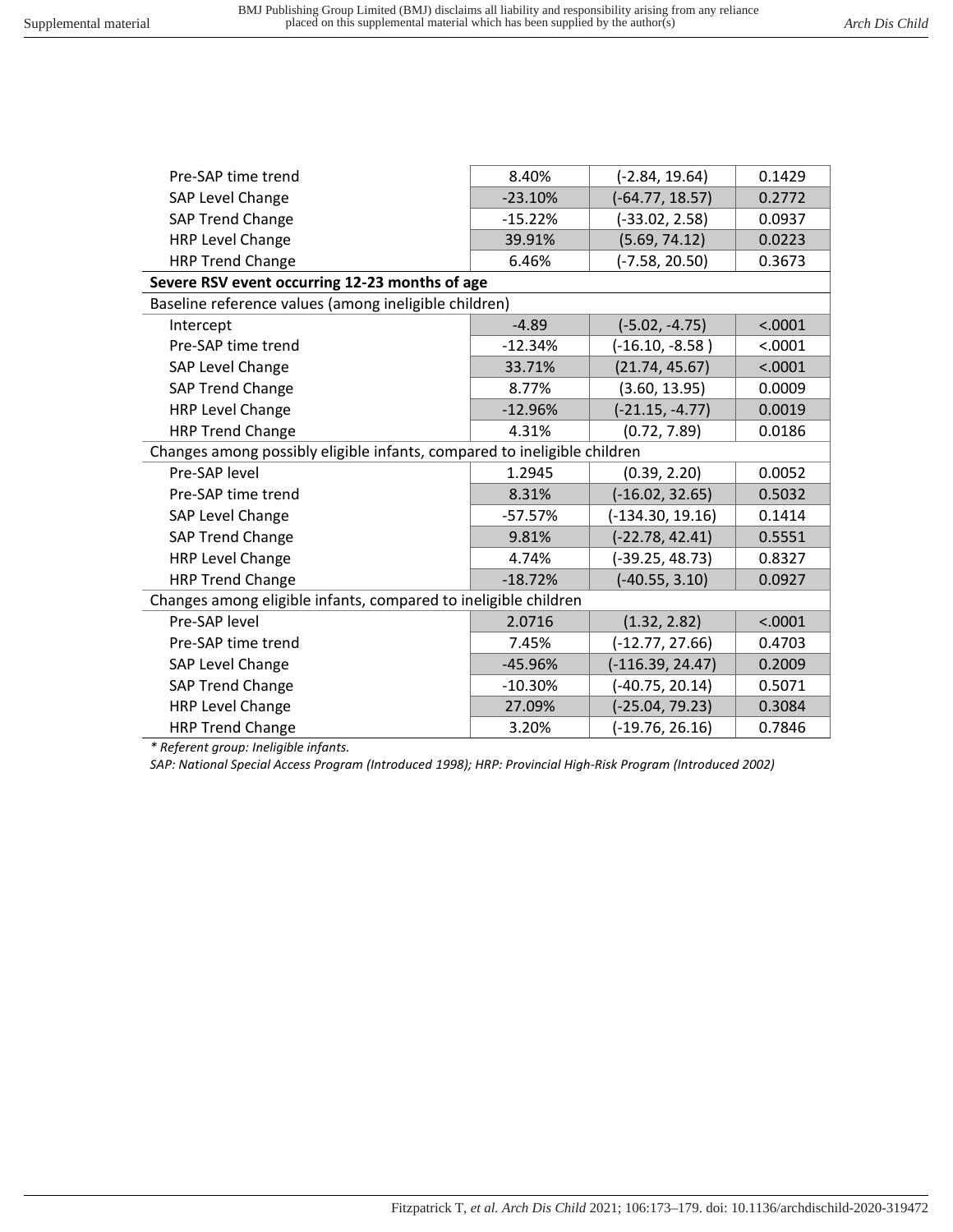| | | | |
|---|---|---|---|
| Pre-SAP time trend | 8.40% | (-2.84, 19.64) | 0.1429 |
| SAP Level Change | -23.10% | (-64.77, 18.57) | 0.2772 |
| SAP Trend Change | -15.22% | (-33.02, 2.58) | 0.0937 |
| HRP Level Change | 39.91% | (5.69, 74.12) | 0.0223 |
| HRP Trend Change | 6.46% | (-7.58, 20.50) | 0.3673 |
| **Severe RSV event occurring 12-23 months of age** | | | |
| Baseline reference values (among ineligible children) | | | |
| Intercept | -4.89 | (-5.02, -4.75) | <.0001 |
| Pre-SAP time trend | -12.34% | (-16.10, -8.58 ) | <.0001 |
| SAP Level Change | 33.71% | (21.74, 45.67) | <.0001 |
| SAP Trend Change | 8.77% | (3.60, 13.95) | 0.0009 |
| HRP Level Change | -12.96% | (-21.15, -4.77) | 0.0019 |
| HRP Trend Change | 4.31% | (0.72, 7.89) | 0.0186 |
| Changes among possibly eligible infants, compared to ineligible children | | | |
| Pre-SAP level | 1.2945 | (0.39, 2.20) | 0.0052 |
| Pre-SAP time trend | 8.31% | (-16.02, 32.65) | 0.5032 |
| SAP Level Change | -57.57% | (-134.30, 19.16) | 0.1414 |
| SAP Trend Change | 9.81% | (-22.78, 42.41) | 0.5551 |
| HRP Level Change | 4.74% | (-39.25, 48.73) | 0.8327 |
| HRP Trend Change | -18.72% | (-40.55, 3.10) | 0.0927 |
| Changes among eligible infants, compared to ineligible children | | | |
| Pre-SAP level | 2.0716 | (1.32, 2.82) | <.0001 |
| Pre-SAP time trend | 7.45% | (-12.77, 27.66) | 0.4703 |
| SAP Level Change | -45.96% | (-116.39, 24.47) | 0.2009 |
| SAP Trend Change | -10.30% | (-40.75, 20.14) | 0.5071 |
| HRP Level Change | 27.09% | (-25.04, 79.23) | 0.3084 |
| HRP Trend Change | 3.20% | (-19.76, 26.16) | 0.7846 |

*\* Referent group: Ineligible infants.*

*SAP: National Special Access Program (Introduced 1998); HRP: Provincial High-Risk Program (Introduced 2002)*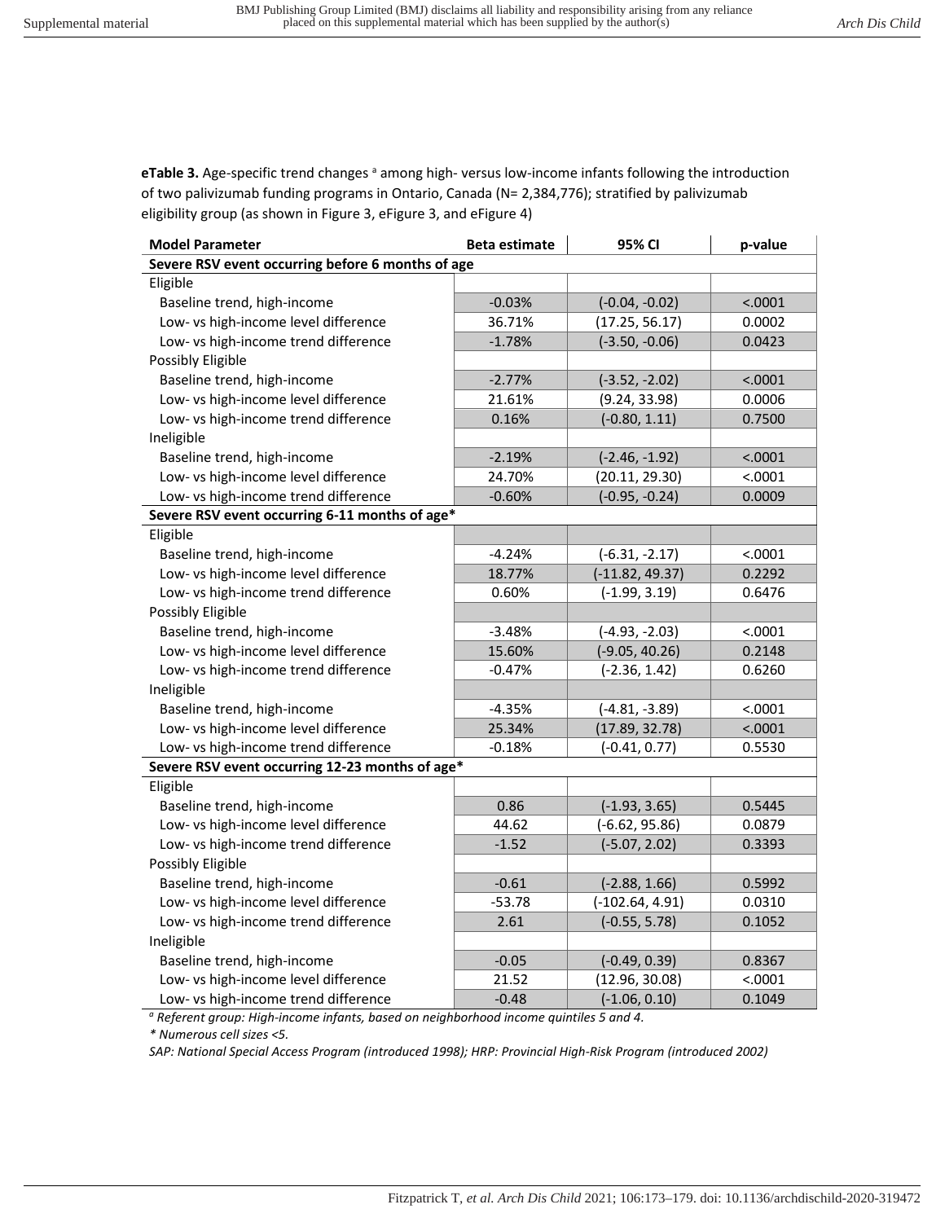**eTable 3.** Age-specific trend changes [a] among high- versus low-income infants following the introduction of two palivizumab funding programs in Ontario, Canada (N= 2,384,776); stratified by palivizumab eligibility group (as shown in Figure 3, eFigure 3, and eFigure 4)

| Model Parameter | Beta estimate | 95% CI | p-value |
|---|---|---|---|
| **Severe RSV event occurring before 6 months of age** | | | |
| Eligible | | | |
| Baseline trend, high-income | -0.03% | (-0.04, -0.02) | <.0001 |
| Low- vs high-income level difference | 36.71% | (17.25, 56.17) | 0.0002 |
| Low- vs high-income trend difference | -1.78% | (-3.50, -0.06) | 0.0423 |
| Possibly Eligible | | | |
| Baseline trend, high-income | -2.77% | (-3.52, -2.02) | <.0001 |
| Low- vs high-income level difference | 21.61% | (9.24, 33.98) | 0.0006 |
| Low- vs high-income trend difference | 0.16% | (-0.80, 1.11) | 0.7500 |
| Ineligible | | | |
| Baseline trend, high-income | -2.19% | (-2.46, -1.92) | <.0001 |
| Low- vs high-income level difference | 24.70% | (20.11, 29.30) | <.0001 |
| Low- vs high-income trend difference | -0.60% | (-0.95, -0.24) | 0.0009 |
| **Severe RSV event occurring 6-11 months of age*** | | | |
| Eligible | | | |
| Baseline trend, high-income | -4.24% | (-6.31, -2.17) | <.0001 |
| Low- vs high-income level difference | 18.77% | (-11.82, 49.37) | 0.2292 |
| Low- vs high-income trend difference | 0.60% | (-1.99, 3.19) | 0.6476 |
| Possibly Eligible | | | |
| Baseline trend, high-income | -3.48% | (-4.93, -2.03) | <.0001 |
| Low- vs high-income level difference | 15.60% | (-9.05, 40.26) | 0.2148 |
| Low- vs high-income trend difference | -0.47% | (-2.36, 1.42) | 0.6260 |
| Ineligible | | | |
| Baseline trend, high-income | -4.35% | (-4.81, -3.89) | <.0001 |
| Low- vs high-income level difference | 25.34% | (17.89, 32.78) | <.0001 |
| Low- vs high-income trend difference | -0.18% | (-0.41, 0.77) | 0.5530 |
| **Severe RSV event occurring 12-23 months of age*** | | | |
| Eligible | | | |
| Baseline trend, high-income | 0.86 | (-1.93, 3.65) | 0.5445 |
| Low- vs high-income level difference | 44.62 | (-6.62, 95.86) | 0.0879 |
| Low- vs high-income trend difference | -1.52 | (-5.07, 2.02) | 0.3393 |
| Possibly Eligible | | | |
| Baseline trend, high-income | -0.61 | (-2.88, 1.66) | 0.5992 |
| Low- vs high-income level difference | -53.78 | (-102.64, 4.91) | 0.0310 |
| Low- vs high-income trend difference | 2.61 | (-0.55, 5.78) | 0.1052 |
| Ineligible | | | |
| Baseline trend, high-income | -0.05 | (-0.49, 0.39) | 0.8367 |
| Low- vs high-income level difference | 21.52 | (12.96, 30.08) | <.0001 |
| Low- vs high-income trend difference | -0.48 | (-1.06, 0.10) | 0.1049 |

*[a] Referent group: High-income infants, based on neighborhood income quintiles 5 and 4.*

*\* Numerous cell sizes <5.*

*SAP: National Special Access Program (introduced 1998); HRP: Provincial High-Risk Program (introduced 2002)*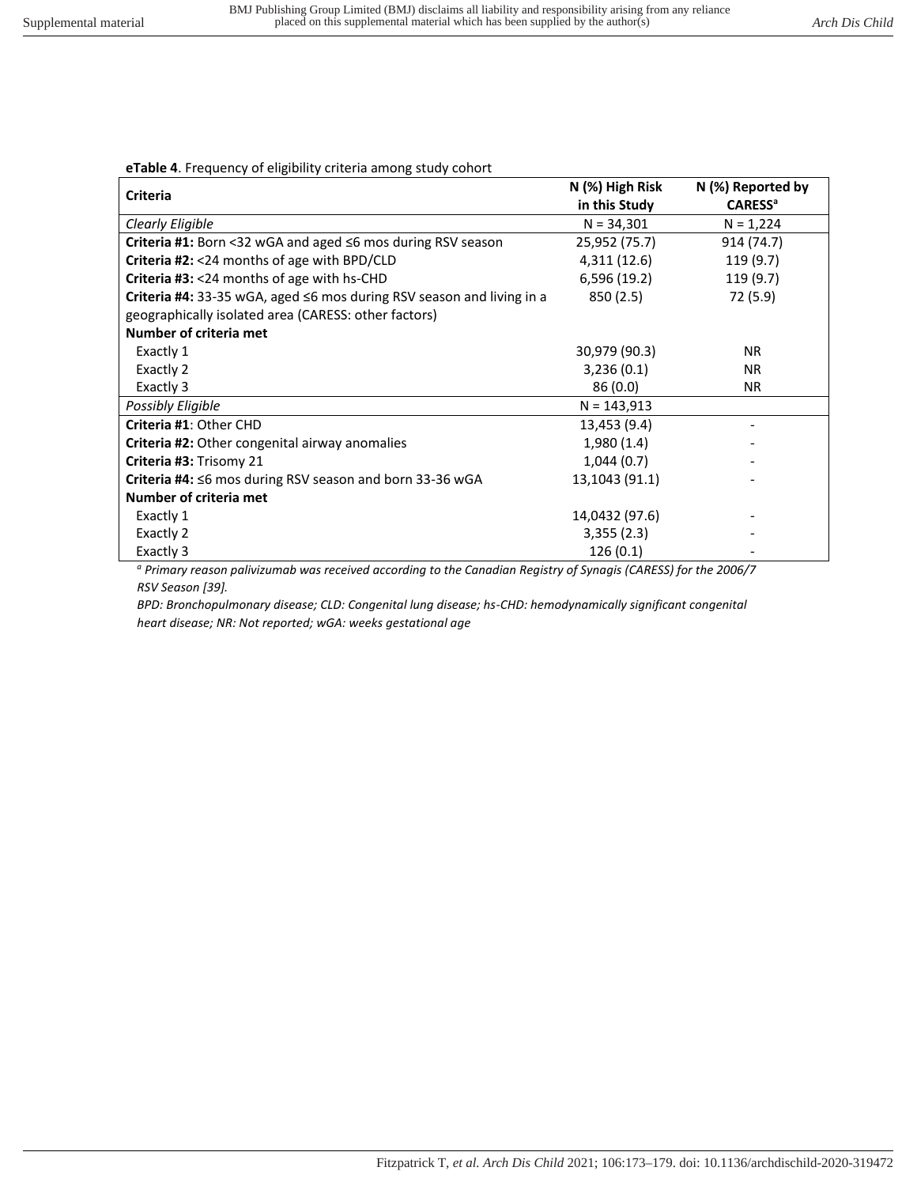**eTable 4**. Frequency of eligibility criteria among study cohort

| Criteria | N (%) High Risk in this Study | N (%) Reported by CARESS[a] |
|---|---|---|
| *Clearly Eligible* | N = 34,301 | N = 1,224 |
| **Criteria #1:** Born <32 wGA and aged ≤6 mos during RSV season | 25,952 (75.7) | 914 (74.7) |
| **Criteria #2:** <24 months of age with BPD/CLD | 4,311 (12.6) | 119 (9.7) |
| **Criteria #3:** <24 months of age with hs-CHD | 6,596 (19.2) | 119 (9.7) |
| **Criteria #4:** 33-35 wGA, aged ≤6 mos during RSV season and living in a geographically isolated area (CARESS: other factors) | 850 (2.5) | 72 (5.9) |
| **Number of criteria met** | | |
| Exactly 1 | 30,979 (90.3) | NR |
| Exactly 2 | 3,236 (0.1) | NR |
| Exactly 3 | 86 (0.0) | NR |
| *Possibly Eligible* | N = 143,913 | |
| **Criteria #1**: Other CHD | 13,453 (9.4) | - |
| **Criteria #2:** Other congenital airway anomalies | 1,980 (1.4) | - |
| **Criteria #3:** Trisomy 21 | 1,044 (0.7) | - |
| **Criteria #4:** ≤6 mos during RSV season and born 33-36 wGA | 13,1043 (91.1) | - |
| **Number of criteria met** | | |
| Exactly 1 | 14,0432 (97.6) | - |
| Exactly 2 | 3,355 (2.3) | - |
| Exactly 3 | 126 (0.1) | - |

[a] *Primary reason palivizumab was received according to the Canadian Registry of Synagis (CARESS) for the 2006/7 RSV Season [39].*

*BPD: Bronchopulmonary disease; CLD: Congenital lung disease; hs-CHD: hemodynamically significant congenital heart disease; NR: Not reported; wGA: weeks gestational age*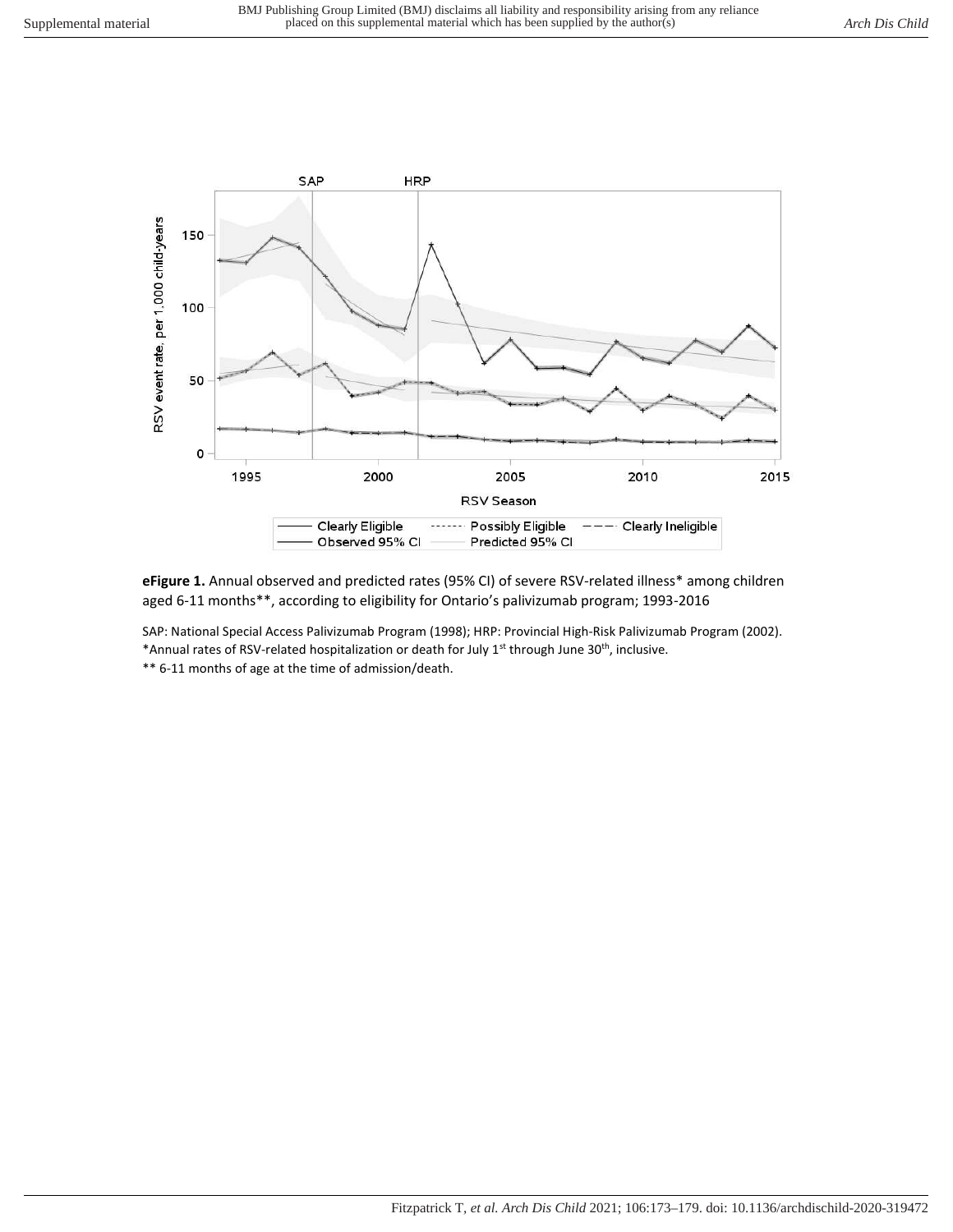**eFigure 1.** Annual observed and predicted rates (95% CI) of severe RSV-related illness* among children aged 6-11 months**, according to eligibility for Ontario's palivizumab program; 1993-2016

SAP: National Special Access Palivizumab Program (1998); HRP: Provincial High-Risk Palivizumab Program (2002).
*Annual rates of RSV-related hospitalization or death for July 1st through June 30th, inclusive.
** 6-11 months of age at the time of admission/death.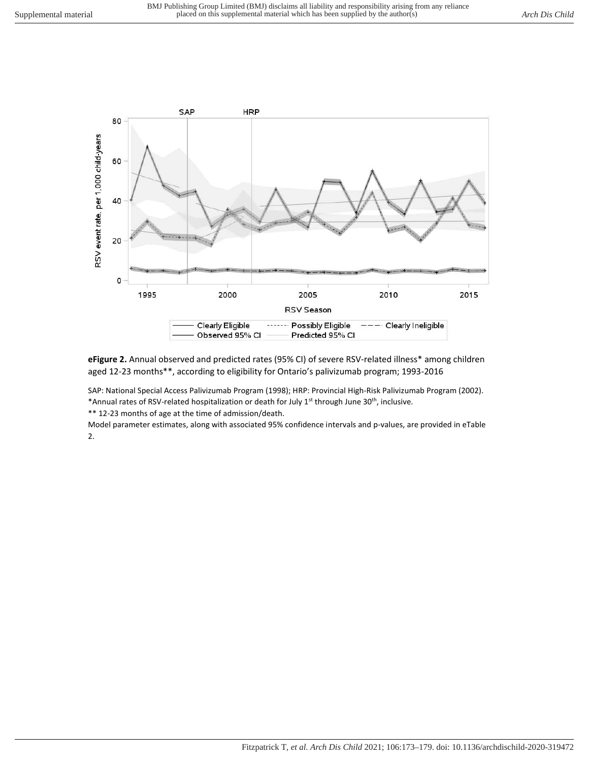**eFigure 2.** Annual observed and predicted rates (95% CI) of severe RSV-related illness* among children aged 12-23 months**, according to eligibility for Ontario's palivizumab program; 1993-2016

SAP: National Special Access Palivizumab Program (1998); HRP: Provincial High-Risk Palivizumab Program (2002).
*Annual rates of RSV-related hospitalization or death for July 1st through June 30th, inclusive.
** 12-23 months of age at the time of admission/death.
Model parameter estimates, along with associated 95% confidence intervals and p-values, are provided in eTable 2.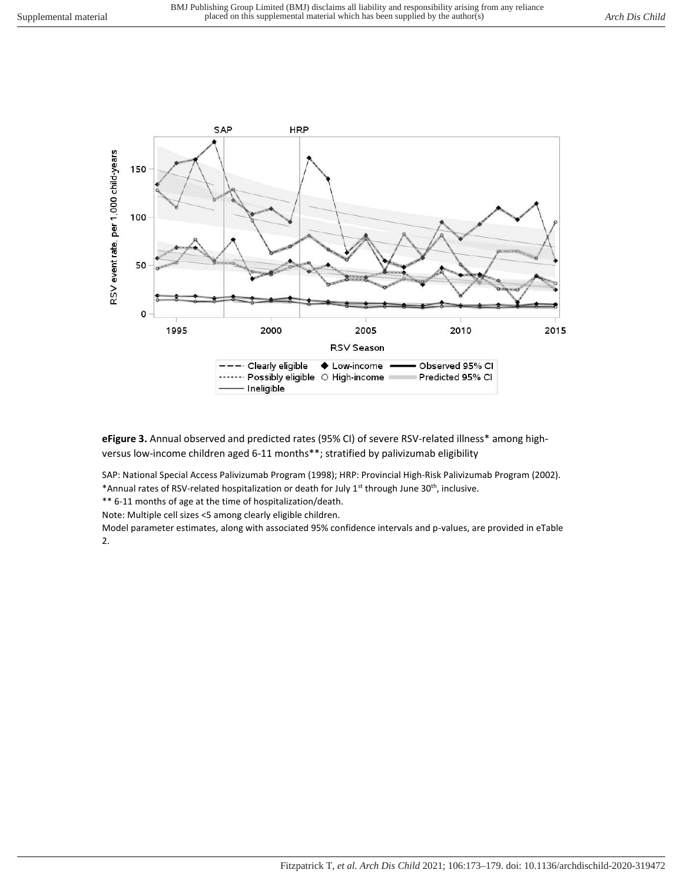**eFigure 3.** Annual observed and predicted rates (95% CI) of severe RSV-related illness* among high- versus low-income children aged 6-11 months**; stratified by palivizumab eligibility

SAP: National Special Access Palivizumab Program (1998); HRP: Provincial High-Risk Palivizumab Program (2002).

*Annual rates of RSV-related hospitalization or death for July 1st through June 30th, inclusive.

** 6-11 months of age at the time of hospitalization/death.

Note: Multiple cell sizes <5 among clearly eligible children.

Model parameter estimates, along with associated 95% confidence intervals and p-values, are provided in eTable 2.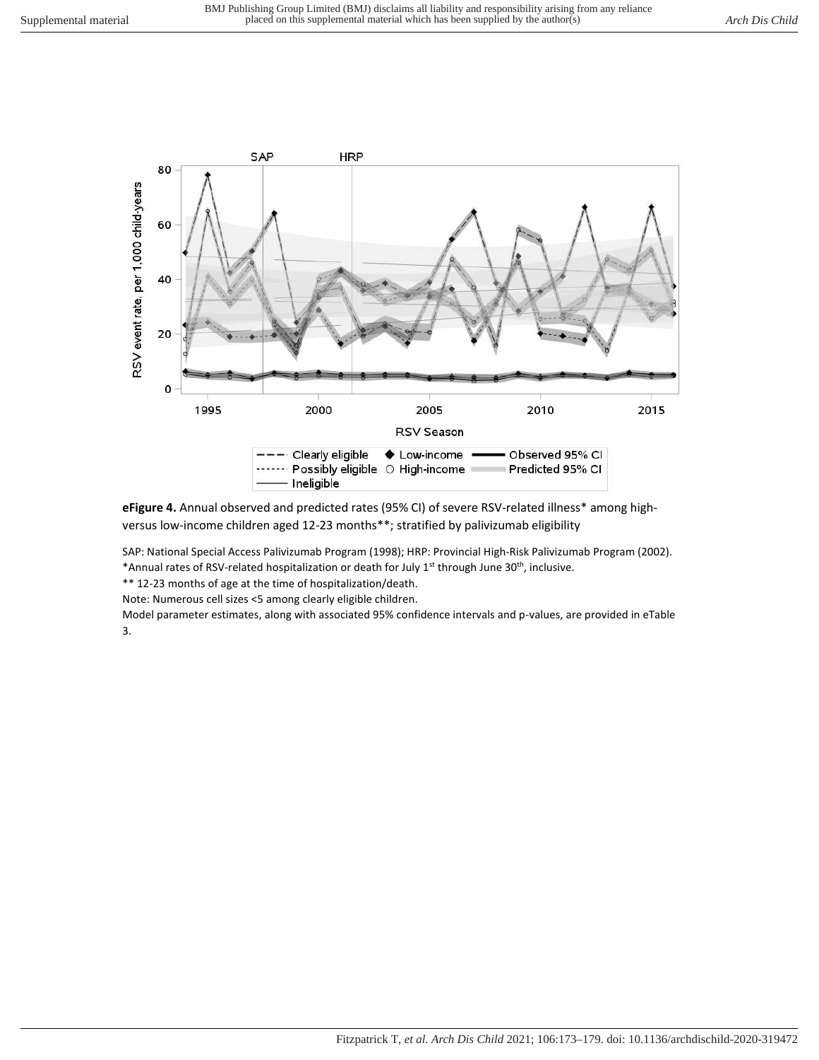**eFigure 4.** Annual observed and predicted rates (95% CI) of severe RSV-related illness* among high- versus low-income children aged 12-23 months**; stratified by palivizumab eligibility

SAP: National Special Access Palivizumab Program (1998); HRP: Provincial High-Risk Palivizumab Program (2002).

*Annual rates of RSV-related hospitalization or death for July 1st through June 30th, inclusive.

** 12-23 months of age at the time of hospitalization/death.

Note: Numerous cell sizes <5 among clearly eligible children.

Model parameter estimates, along with associated 95% confidence intervals and p-values, are provided in eTable 3.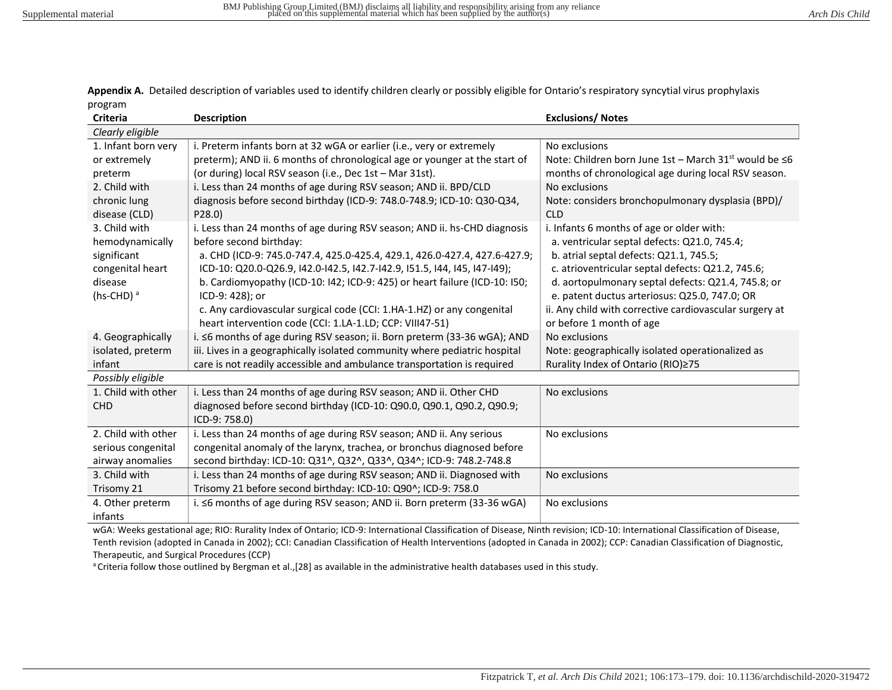**Appendix A.** Detailed description of variables used to identify children clearly or possibly eligible for Ontario's respiratory syncytial virus prophylaxis program

| Criteria | Description | Exclusions/ Notes |
|---|---|---|
| *Clearly eligible* | | |
| 1. Infant born very or extremely preterm | i. Preterm infants born at 32 wGA or earlier (i.e., very or extremely preterm); AND ii. 6 months of chronological age or younger at the start of (or during) local RSV season (i.e., Dec 1st – Mar 31st). | No exclusions<br>Note: Children born June 1st – March 31st would be ≤6 months of chronological age during local RSV season. |
| 2. Child with chronic lung disease (CLD) | i. Less than 24 months of age during RSV season; AND ii. BPD/CLD diagnosis before second birthday (ICD-9: 748.0-748.9; ICD-10: Q30-Q34, P28.0) | No exclusions<br>Note: considers bronchopulmonary dysplasia (BPD)/ CLD |
| 3. Child with hemodynamically significant congenital heart disease (hs-CHD) [a] | i. Less than 24 months of age during RSV season; AND ii. hs-CHD diagnosis before second birthday:<br>a. CHD (ICD-9: 745.0-747.4, 425.0-425.4, 429.1, 426.0-427.4, 427.6-427.9; ICD-10: Q20.0-Q26.9, I42.0-I42.5, I42.7-I42.9, I51.5, I44, I45, I47-I49);<br>b. Cardiomyopathy (ICD-10: I42; ICD-9: 425) or heart failure (ICD-10: I50; ICD-9: 428); or<br>c. Any cardiovascular surgical code (CCI: 1.HA-1.HZ) or any congenital heart intervention code (CCI: 1.LA-1.LD; CCP: VIII47-51) | i. Infants 6 months of age or older with:<br>a. ventricular septal defects: Q21.0, 745.4;<br>b. atrial septal defects: Q21.1, 745.5;<br>c. atrioventricular septal defects: Q21.2, 745.6;<br>d. aortopulmonary septal defects: Q21.4, 745.8; or<br>e. patent ductus arteriosus: Q25.0, 747.0; OR<br>ii. Any child with corrective cardiovascular surgery at or before 1 month of age |
| 4. Geographically isolated, preterm infant | i. ≤6 months of age during RSV season; ii. Born preterm (33-36 wGA); AND iii. Lives in a geographically isolated community where pediatric hospital care is not readily accessible and ambulance transportation is required | No exclusions<br>Note: geographically isolated operationalized as Rurality Index of Ontario (RIO)≥75 |
| *Possibly eligible* | | |
| 1. Child with other CHD | i. Less than 24 months of age during RSV season; AND ii. Other CHD diagnosed before second birthday (ICD-10: Q90.0, Q90.1, Q90.2, Q90.9; ICD-9: 758.0) | No exclusions |
| 2. Child with other serious congenital airway anomalies | i. Less than 24 months of age during RSV season; AND ii. Any serious congenital anomaly of the larynx, trachea, or bronchus diagnosed before second birthday: ICD-10: Q31^, Q32^, Q33^, Q34^; ICD-9: 748.2-748.8 | No exclusions |
| 3. Child with Trisomy 21 | i. Less than 24 months of age during RSV season; AND ii. Diagnosed with Trisomy 21 before second birthday: ICD-10: Q90^; ICD-9: 758.0 | No exclusions |
| 4. Other preterm infants | i. ≤6 months of age during RSV season; AND ii. Born preterm (33-36 wGA) | No exclusions |

wGA: Weeks gestational age; RIO: Rurality Index of Ontario; ICD-9: International Classification of Disease, Ninth revision; ICD-10: International Classification of Disease, Tenth revision (adopted in Canada in 2002); CCI: Canadian Classification of Health Interventions (adopted in Canada in 2002); CCP: Canadian Classification of Diagnostic, Therapeutic, and Surgical Procedures (CCP)

[a] Criteria follow those outlined by Bergman et al.,[28] as available in the administrative health databases used in this study.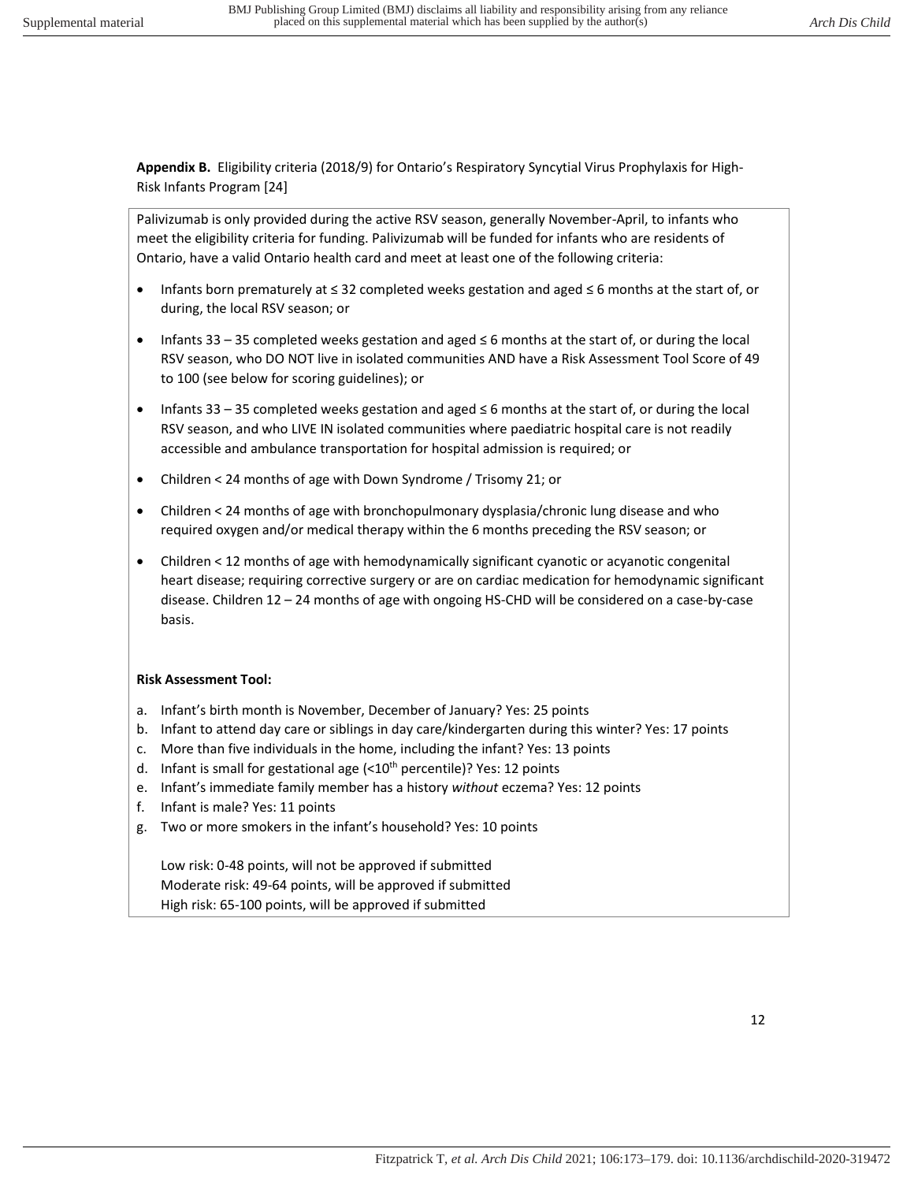**Appendix B.** Eligibility criteria (2018/9) for Ontario's Respiratory Syncytial Virus Prophylaxis for High-Risk Infants Program [24]

Palivizumab is only provided during the active RSV season, generally November-April, to infants who meet the eligibility criteria for funding. Palivizumab will be funded for infants who are residents of Ontario, have a valid Ontario health card and meet at least one of the following criteria:

- Infants born prematurely at ≤ 32 completed weeks gestation and aged ≤ 6 months at the start of, or during, the local RSV season; or
- Infants 33 – 35 completed weeks gestation and aged ≤ 6 months at the start of, or during the local RSV season, who DO NOT live in isolated communities AND have a Risk Assessment Tool Score of 49 to 100 (see below for scoring guidelines); or
- Infants 33 – 35 completed weeks gestation and aged ≤ 6 months at the start of, or during the local RSV season, and who LIVE IN isolated communities where paediatric hospital care is not readily accessible and ambulance transportation for hospital admission is required; or
- Children < 24 months of age with Down Syndrome / Trisomy 21; or
- Children < 24 months of age with bronchopulmonary dysplasia/chronic lung disease and who required oxygen and/or medical therapy within the 6 months preceding the RSV season; or
- Children < 12 months of age with hemodynamically significant cyanotic or acyanotic congenital heart disease; requiring corrective surgery or are on cardiac medication for hemodynamic significant disease. Children 12 – 24 months of age with ongoing HS-CHD will be considered on a case-by-case basis.

**Risk Assessment Tool:**

a. Infant's birth month is November, December of January? Yes: 25 points
b. Infant to attend day care or siblings in day care/kindergarten during this winter? Yes: 17 points
c. More than five individuals in the home, including the infant? Yes: 13 points
d. Infant is small for gestational age (<10$^{th}$ percentile)? Yes: 12 points
e. Infant's immediate family member has a history *without* eczema? Yes: 12 points
f. Infant is male? Yes: 11 points
g. Two or more smokers in the infant's household? Yes: 10 points

Low risk: 0-48 points, will not be approved if submitted
Moderate risk: 49-64 points, will be approved if submitted
High risk: 65-100 points, will be approved if submitted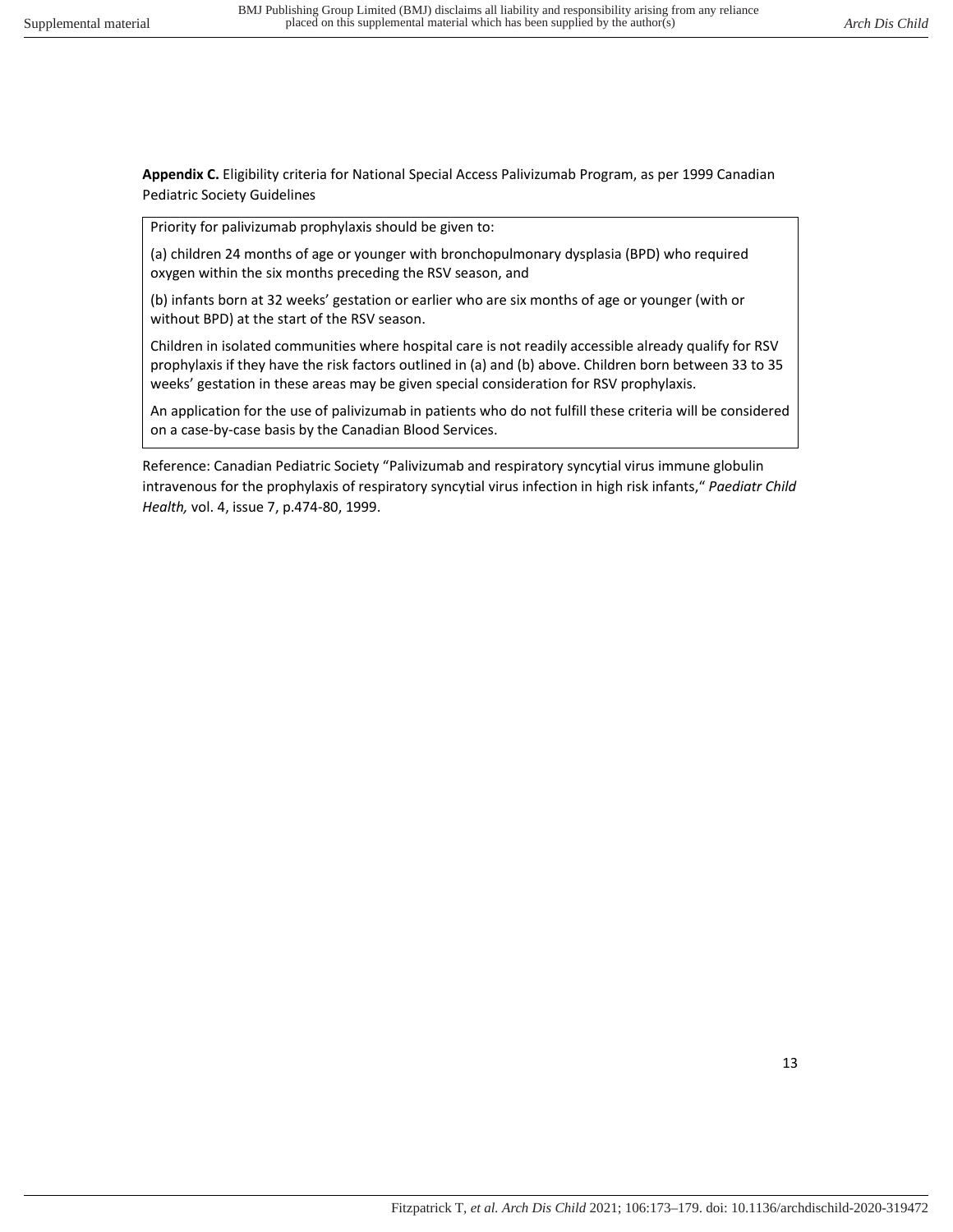**Appendix C.** Eligibility criteria for National Special Access Palivizumab Program, as per 1999 Canadian Pediatric Society Guidelines

> Priority for palivizumab prophylaxis should be given to:
>
> (a) children 24 months of age or younger with bronchopulmonary dysplasia (BPD) who required oxygen within the six months preceding the RSV season, and
>
> (b) infants born at 32 weeks' gestation or earlier who are six months of age or younger (with or without BPD) at the start of the RSV season.
>
> Children in isolated communities where hospital care is not readily accessible already qualify for RSV prophylaxis if they have the risk factors outlined in (a) and (b) above. Children born between 33 to 35 weeks' gestation in these areas may be given special consideration for RSV prophylaxis.
>
> An application for the use of palivizumab in patients who do not fulfill these criteria will be considered on a case-by-case basis by the Canadian Blood Services.

Reference: Canadian Pediatric Society "Palivizumab and respiratory syncytial virus immune globulin intravenous for the prophylaxis of respiratory syncytial virus infection in high risk infants," *Paediatr Child Health,* vol. 4, issue 7, p.474-80, 1999.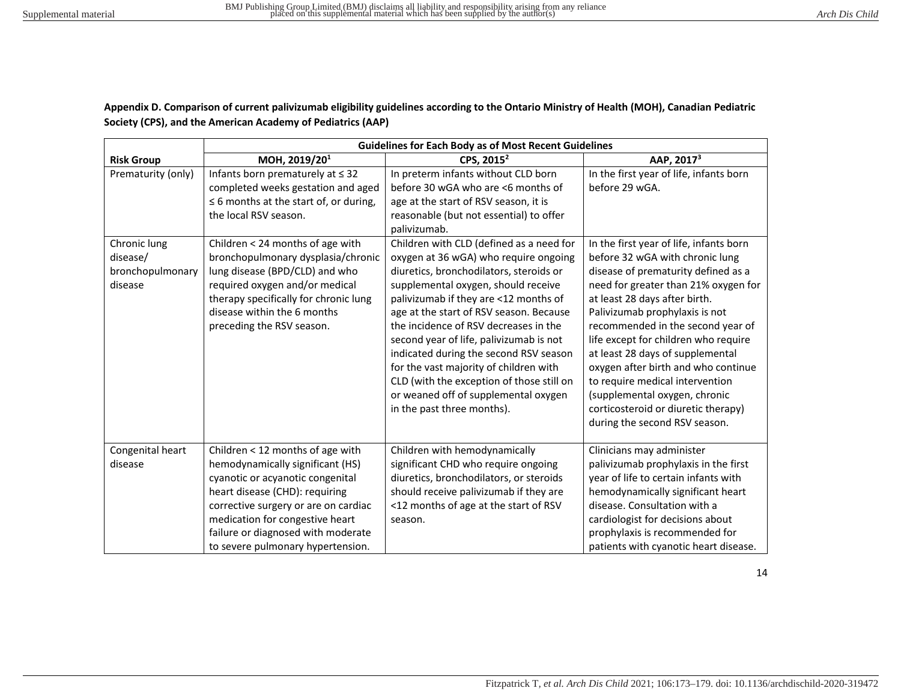**Appendix D. Comparison of current palivizumab eligibility guidelines according to the Ontario Ministry of Health (MOH), Canadian Pediatric Society (CPS), and the American Academy of Pediatrics (AAP)**

| | Guidelines for Each Body as of Most Recent Guidelines | | |
|---|---|---|---|
| **Risk Group** | **MOH, 2019/20[1]** | **CPS, 2015[2]** | **AAP, 2017[3]** |
| Prematurity (only) | Infants born prematurely at ≤ 32 completed weeks gestation and aged ≤ 6 months at the start of, or during, the local RSV season. | In preterm infants without CLD born before 30 wGA who are <6 months of age at the start of RSV season, it is reasonable (but not essential) to offer palivizumab. | In the first year of life, infants born before 29 wGA. |
| Chronic lung disease/ bronchopulmonary disease | Children < 24 months of age with bronchopulmonary dysplasia/chronic lung disease (BPD/CLD) and who required oxygen and/or medical therapy specifically for chronic lung disease within the 6 months preceding the RSV season. | Children with CLD (defined as a need for oxygen at 36 wGA) who require ongoing diuretics, bronchodilators, steroids or supplemental oxygen, should receive palivizumab if they are <12 months of age at the start of RSV season. Because the incidence of RSV decreases in the second year of life, palivizumab is not indicated during the second RSV season for the vast majority of children with CLD (with the exception of those still on or weaned off of supplemental oxygen in the past three months). | In the first year of life, infants born before 32 wGA with chronic lung disease of prematurity defined as a need for greater than 21% oxygen for at least 28 days after birth. Palivizumab prophylaxis is not recommended in the second year of life except for children who require at least 28 days of supplemental oxygen after birth and who continue to require medical intervention (supplemental oxygen, chronic corticosteroid or diuretic therapy) during the second RSV season. |
| Congenital heart disease | Children < 12 months of age with hemodynamically significant (HS) cyanotic or acyanotic congenital heart disease (CHD): requiring corrective surgery or are on cardiac medication for congestive heart failure or diagnosed with moderate to severe pulmonary hypertension. | Children with hemodynamically significant CHD who require ongoing diuretics, bronchodilators, or steroids should receive palivizumab if they are <12 months of age at the start of RSV season. | Clinicians may administer palivizumab prophylaxis in the first year of life to certain infants with hemodynamically significant heart disease. Consultation with a cardiologist for decisions about prophylaxis is recommended for patients with cyanotic heart disease. |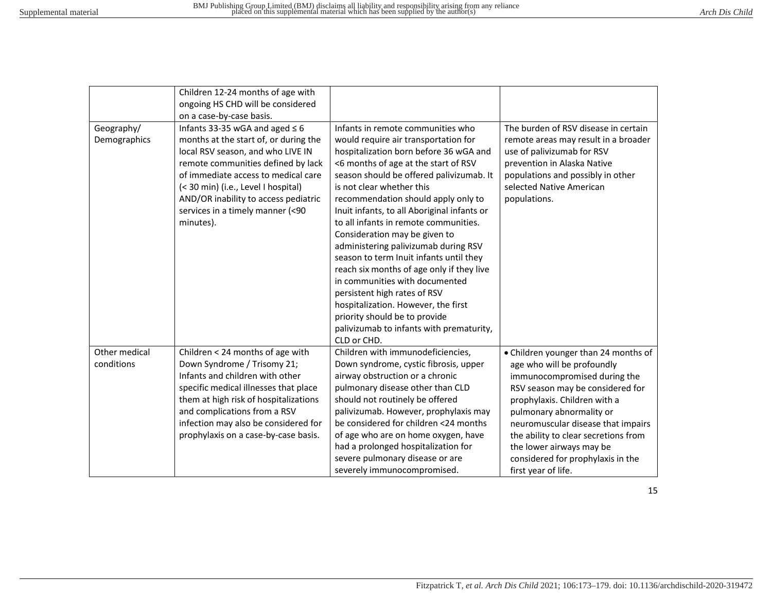| | | | |
|---|---|---|---|
| | Children 12-24 months of age with ongoing HS CHD will be considered on a case-by-case basis. | | |
| Geography/ Demographics | Infants 33-35 wGA and aged ≤ 6 months at the start of, or during the local RSV season, and who LIVE IN remote communities defined by lack of immediate access to medical care (< 30 min) (i.e., Level I hospital) AND/OR inability to access pediatric services in a timely manner (<90 minutes). | Infants in remote communities who would require air transportation for hospitalization born before 36 wGA and <6 months of age at the start of RSV season should be offered palivizumab. It is not clear whether this recommendation should apply only to Inuit infants, to all Aboriginal infants or to all infants in remote communities. Consideration may be given to administering palivizumab during RSV season to term Inuit infants until they reach six months of age only if they live in communities with documented persistent high rates of RSV hospitalization. However, the first priority should be to provide palivizumab to infants with prematurity, CLD or CHD. | The burden of RSV disease in certain remote areas may result in a broader use of palivizumab for RSV prevention in Alaska Native populations and possibly in other selected Native American populations. |
| Other medical conditions | Children < 24 months of age with Down Syndrome / Trisomy 21; Infants and children with other specific medical illnesses that place them at high risk of hospitalizations and complications from a RSV infection may also be considered for prophylaxis on a case-by-case basis. | Children with immunodeficiencies, Down syndrome, cystic fibrosis, upper airway obstruction or a chronic pulmonary disease other than CLD should not routinely be offered palivizumab. However, prophylaxis may be considered for children <24 months of age who are on home oxygen, have had a prolonged hospitalization for severe pulmonary disease or are severely immunocompromised. | • Children younger than 24 months of age who will be profoundly immunocompromised during the RSV season may be considered for prophylaxis. Children with a pulmonary abnormality or neuromuscular disease that impairs the ability to clear secretions from the lower airways may be considered for prophylaxis in the first year of life. |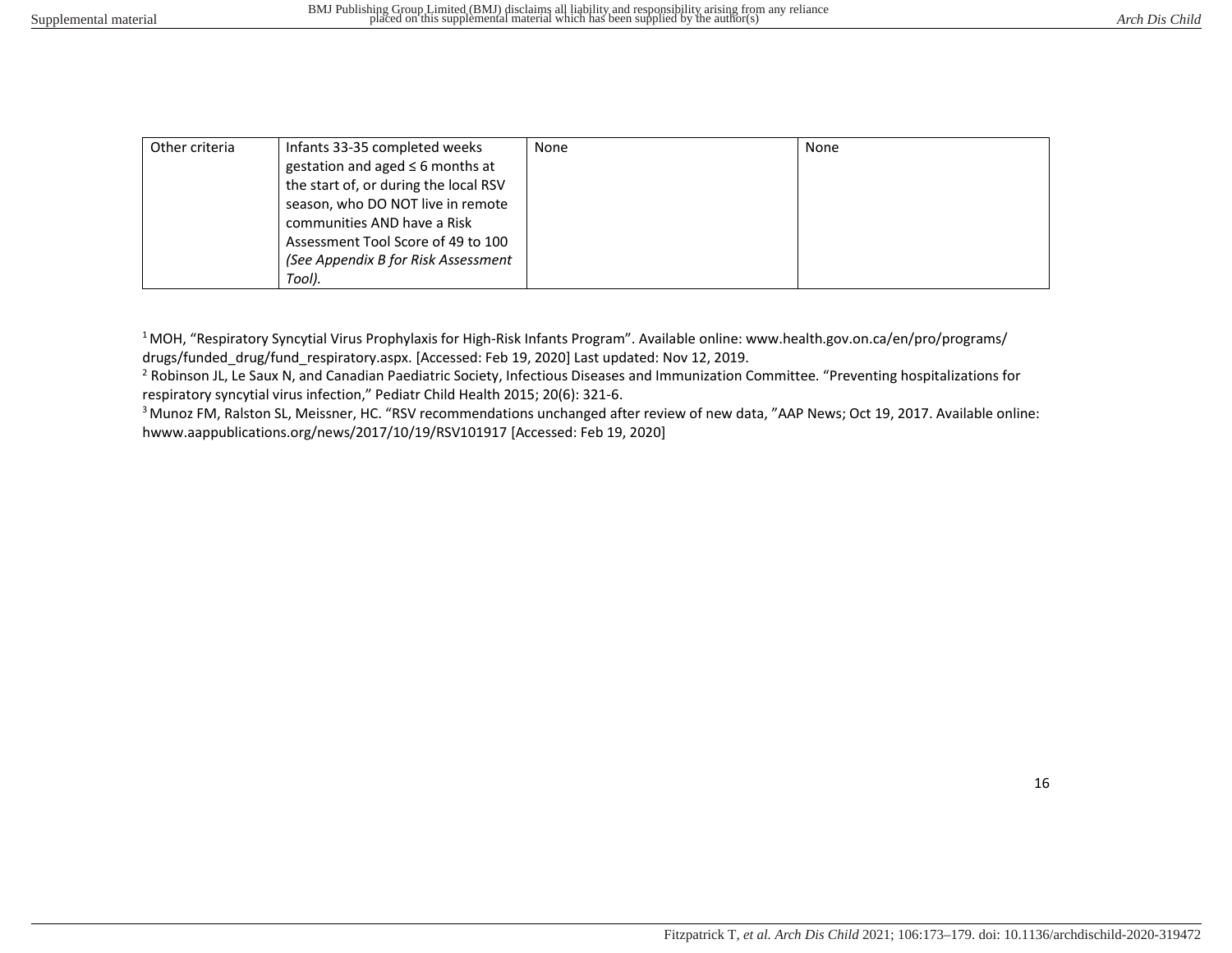| | | | |
|---|---|---|---|
| Other criteria | Infants 33-35 completed weeks gestation and aged ≤ 6 months at the start of, or during the local RSV season, who DO NOT live in remote communities AND have a Risk Assessment Tool Score of 49 to 100 *(See Appendix B for Risk Assessment Tool).* | None | None |

[1] MOH, "Respiratory Syncytial Virus Prophylaxis for High-Risk Infants Program". Available online: www.health.gov.on.ca/en/pro/programs/drugs/funded_drug/fund_respiratory.aspx. [Accessed: Feb 19, 2020] Last updated: Nov 12, 2019.

[2] Robinson JL, Le Saux N, and Canadian Paediatric Society, Infectious Diseases and Immunization Committee. "Preventing hospitalizations for respiratory syncytial virus infection," Pediatr Child Health 2015; 20(6): 321-6.

[3] Munoz FM, Ralston SL, Meissner, HC. "RSV recommendations unchanged after review of new data, "AAP News; Oct 19, 2017. Available online: hwww.aappublications.org/news/2017/10/19/RSV101917 [Accessed: Feb 19, 2020]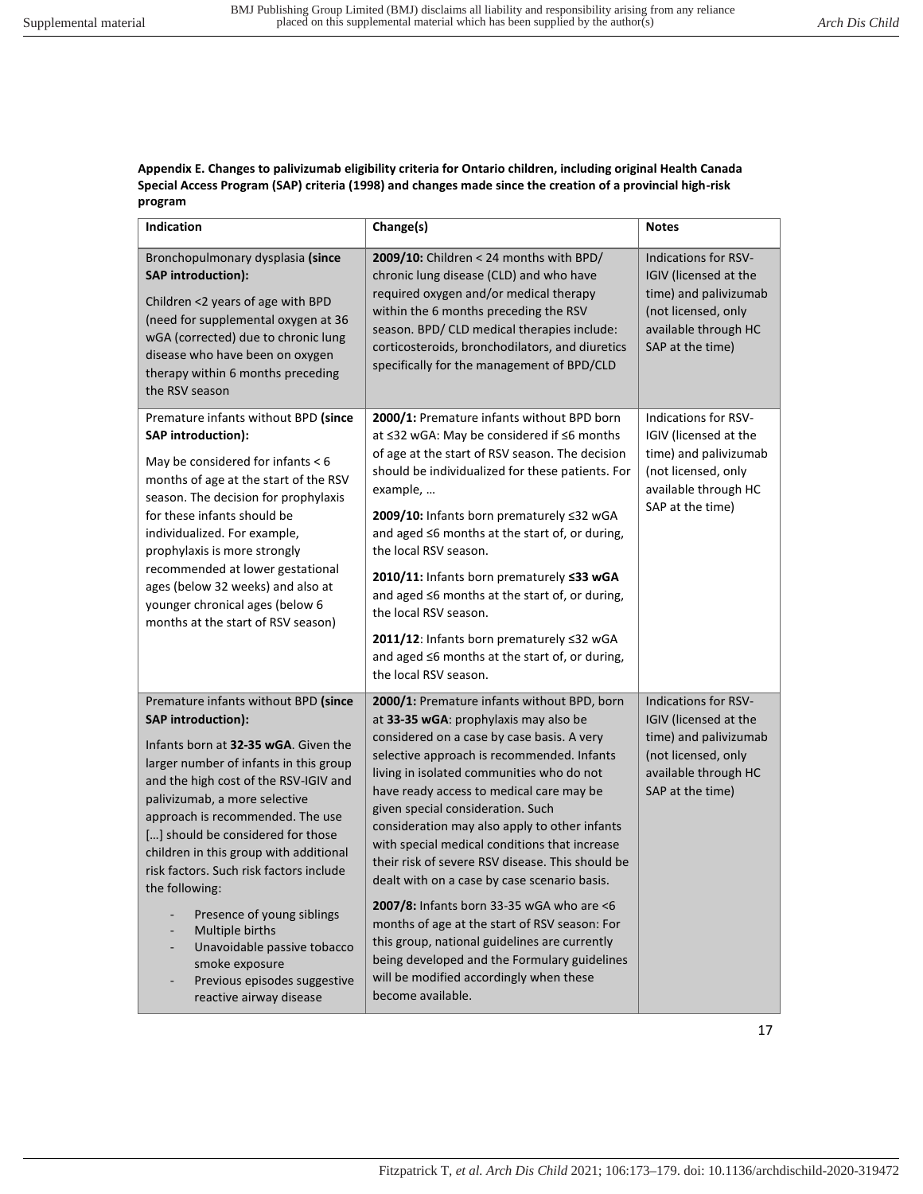**Appendix E. Changes to palivizumab eligibility criteria for Ontario children, including original Health Canada Special Access Program (SAP) criteria (1998) and changes made since the creation of a provincial high-risk program**

| Indication | Change(s) | Notes |
|---|---|---|
| Bronchopulmonary dysplasia **(since SAP introduction):**<br><br>Children <2 years of age with BPD (need for supplemental oxygen at 36 wGA (corrected) due to chronic lung disease who have been on oxygen therapy within 6 months preceding the RSV season | **2009/10:** Children < 24 months with BPD/ chronic lung disease (CLD) and who have required oxygen and/or medical therapy within the 6 months preceding the RSV season. BPD/ CLD medical therapies include: corticosteroids, bronchodilators, and diuretics specifically for the management of BPD/CLD | Indications for RSV-IGIV (licensed at the time) and palivizumab (not licensed, only available through HC SAP at the time) |
| Premature infants without BPD **(since SAP introduction):**<br><br>May be considered for infants < 6 months of age at the start of the RSV season. The decision for prophylaxis for these infants should be individualized. For example, prophylaxis is more strongly recommended at lower gestational ages (below 32 weeks) and also at younger chronical ages (below 6 months at the start of RSV season) | **2000/1:** Premature infants without BPD born at ≤32 wGA: May be considered if ≤6 months of age at the start of RSV season. The decision should be individualized for these patients. For example, …<br><br>**2009/10:** Infants born prematurely ≤32 wGA and aged ≤6 months at the start of, or during, the local RSV season.<br><br>**2010/11:** Infants born prematurely **≤33 wGA** and aged ≤6 months at the start of, or during, the local RSV season.<br><br>**2011/12**: Infants born prematurely ≤32 wGA and aged ≤6 months at the start of, or during, the local RSV season. | Indications for RSV-IGIV (licensed at the time) and palivizumab (not licensed, only available through HC SAP at the time) |
| Premature infants without BPD **(since SAP introduction):**<br><br>Infants born at **32-35 wGA**. Given the larger number of infants in this group and the high cost of the RSV-IGIV and palivizumab, a more selective approach is recommended. The use […] should be considered for those children in this group with additional risk factors. Such risk factors include the following:<br>- Presence of young siblings<br>- Multiple births<br>- Unavoidable passive tobacco smoke exposure<br>- Previous episodes suggestive reactive airway disease | **2000/1:** Premature infants without BPD, born at **33-35 wGA**: prophylaxis may also be considered on a case by case basis. A very selective approach is recommended. Infants living in isolated communities who do not have ready access to medical care may be given special consideration. Such consideration may also apply to other infants with special medical conditions that increase their risk of severe RSV disease. This should be dealt with on a case by case scenario basis.<br><br>**2007/8:** Infants born 33-35 wGA who are <6 months of age at the start of RSV season: For this group, national guidelines are currently being developed and the Formulary guidelines will be modified accordingly when these become available. | Indications for RSV-IGIV (licensed at the time) and palivizumab (not licensed, only available through HC SAP at the time) |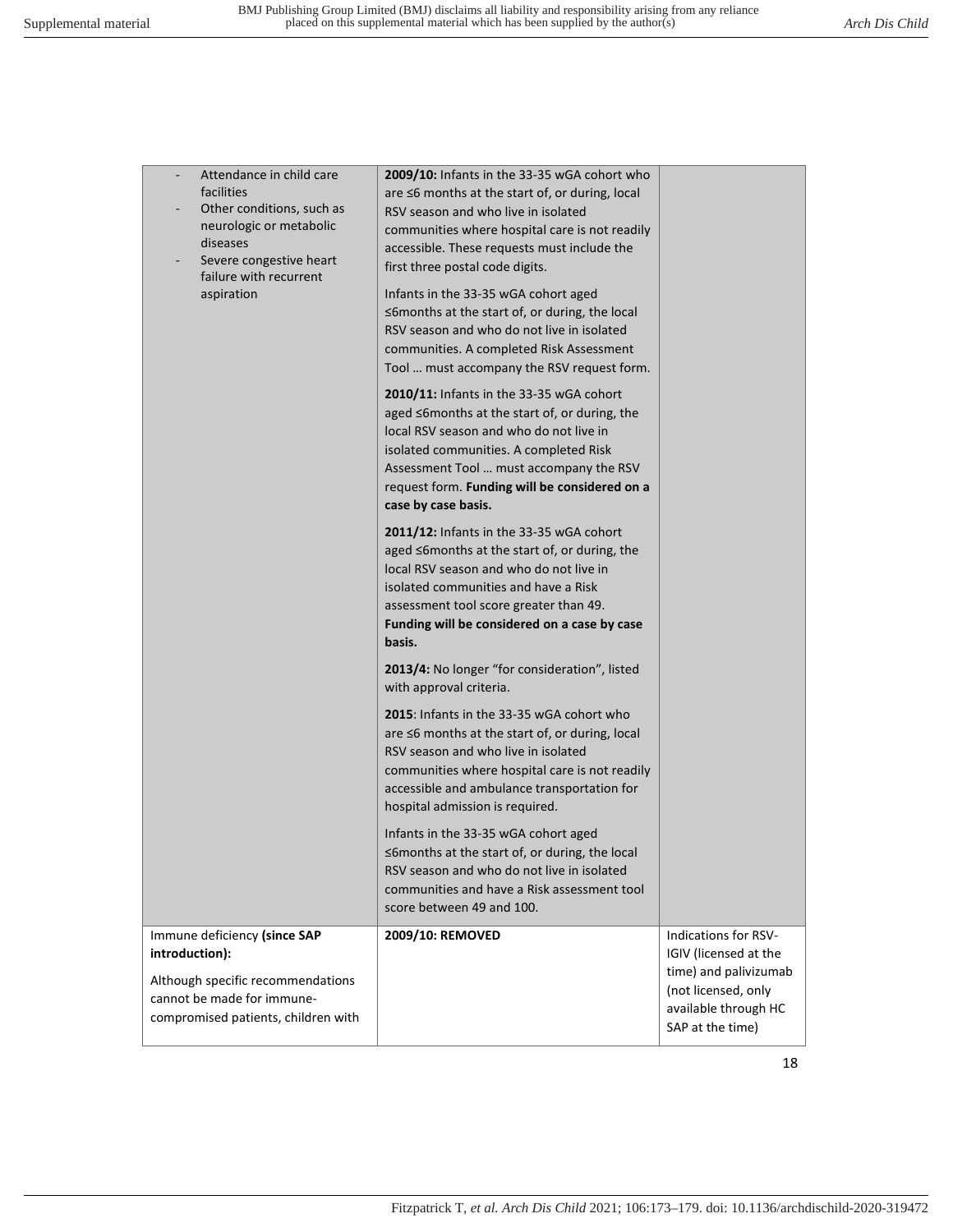| | | |
|---|---|---|
| - Attendance in child care facilities<br>- Other conditions, such as neurologic or metabolic diseases<br>- Severe congestive heart failure with recurrent aspiration | **2009/10:** Infants in the 33-35 wGA cohort who are ≤6 months at the start of, or during, local RSV season and who live in isolated communities where hospital care is not readily accessible. These requests must include the first three postal code digits.<br><br>Infants in the 33-35 wGA cohort aged ≤6months at the start of, or during, the local RSV season and who do not live in isolated communities. A completed Risk Assessment Tool … must accompany the RSV request form.<br><br>**2010/11:** Infants in the 33-35 wGA cohort aged ≤6months at the start of, or during, the local RSV season and who do not live in isolated communities. A completed Risk Assessment Tool … must accompany the RSV request form. **Funding will be considered on a case by case basis.**<br><br>**2011/12:** Infants in the 33-35 wGA cohort aged ≤6months at the start of, or during, the local RSV season and who do not live in isolated communities and have a Risk assessment tool score greater than 49. **Funding will be considered on a case by case basis.**<br><br>**2013/4:** No longer "for consideration", listed with approval criteria.<br><br>**2015**: Infants in the 33-35 wGA cohort who are ≤6 months at the start of, or during, local RSV season and who live in isolated communities where hospital care is not readily accessible and ambulance transportation for hospital admission is required.<br><br>Infants in the 33-35 wGA cohort aged ≤6months at the start of, or during, the local RSV season and who do not live in isolated communities and have a Risk assessment tool score between 49 and 100. | |
| Immune deficiency **(since SAP introduction):**<br><br>Although specific recommendations cannot be made for immune-compromised patients, children with | **2009/10: REMOVED** | Indications for RSV-IGIV (licensed at the time) and palivizumab (not licensed, only available through HC SAP at the time) |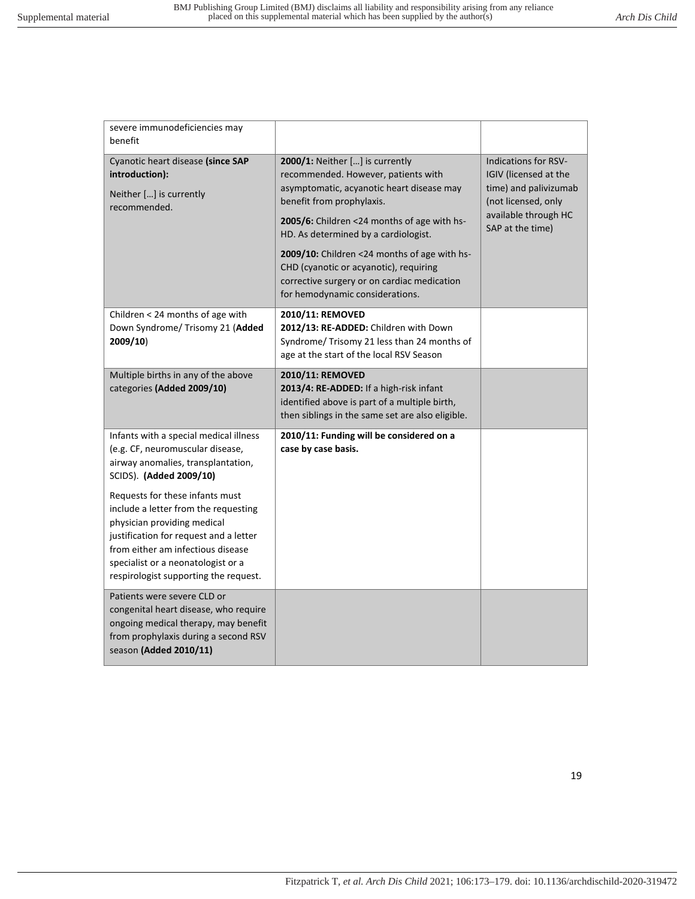| | | |
|---|---|---|
| severe immunodeficiencies may benefit | | |
| Cyanotic heart disease **(since SAP introduction):**<br><br>Neither […] is currently recommended. | **2000/1:** Neither […] is currently recommended. However, patients with asymptomatic, acyanotic heart disease may benefit from prophylaxis.<br><br>**2005/6:** Children <24 months of age with hs-HD. As determined by a cardiologist.<br><br>**2009/10:** Children <24 months of age with hs-CHD (cyanotic or acyanotic), requiring corrective surgery or on cardiac medication for hemodynamic considerations. | Indications for RSV-IGIV (licensed at the time) and palivizumab (not licensed, only available through HC SAP at the time) |
| Children < 24 months of age with Down Syndrome/ Trisomy 21 (**Added 2009/10**) | **2010/11: REMOVED**<br>**2012/13: RE-ADDED:** Children with Down Syndrome/ Trisomy 21 less than 24 months of age at the start of the local RSV Season | |
| Multiple births in any of the above categories **(Added 2009/10)** | **2010/11: REMOVED**<br>**2013/4: RE-ADDED:** If a high-risk infant identified above is part of a multiple birth, then siblings in the same set are also eligible. | |
| Infants with a special medical illness (e.g. CF, neuromuscular disease, airway anomalies, transplantation, SCIDS). **(Added 2009/10)**<br><br>Requests for these infants must include a letter from the requesting physician providing medical justification for request and a letter from either am infectious disease specialist or a neonatologist or a respirologist supporting the request. | **2010/11: Funding will be considered on a case by case basis.** | |
| Patients were severe CLD or congenital heart disease, who require ongoing medical therapy, may benefit from prophylaxis during a second RSV season **(Added 2010/11)** | | |